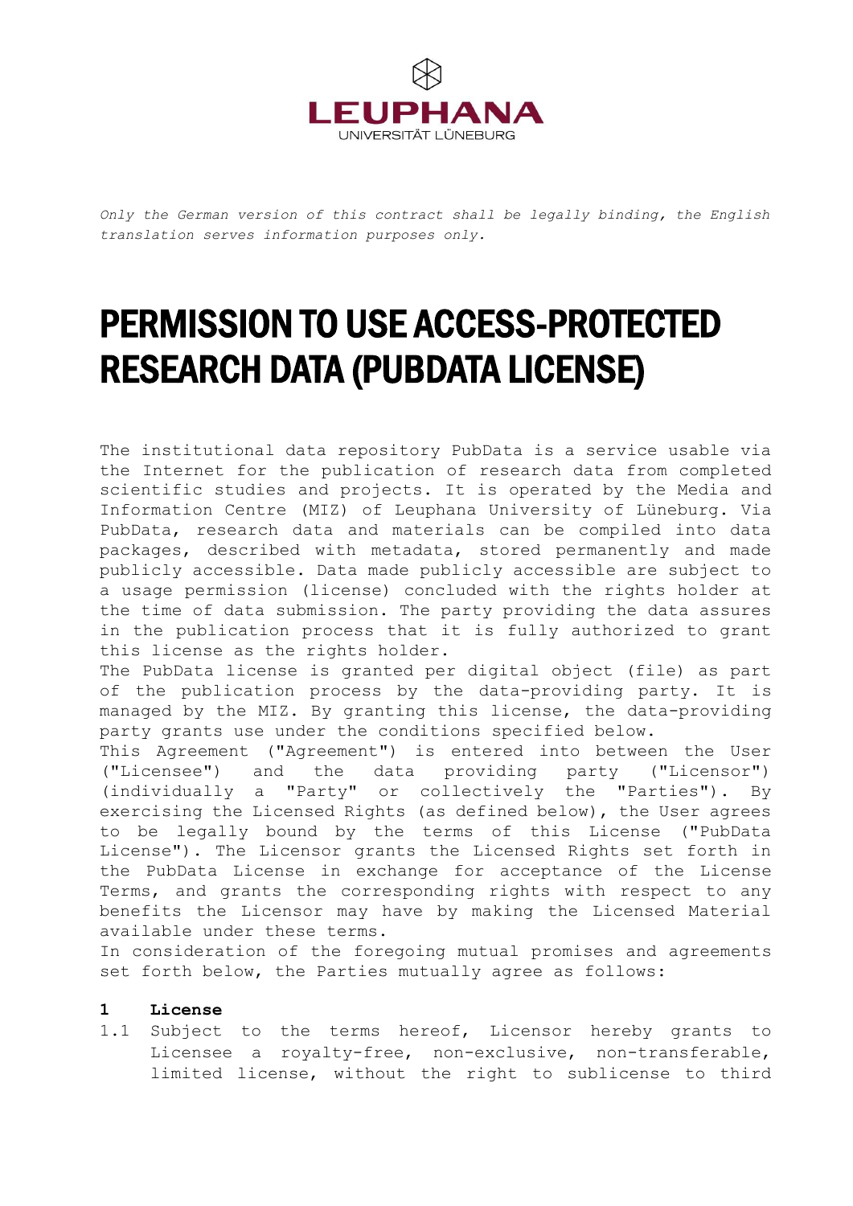LEUPHANA
UNIVERSITÄT LÜNEBURG

*Only the German version of this contract shall be legally binding, the English translation serves information purposes only.*

# PERMISSION TO USE ACCESS-PROTECTED RESEARCH DATA (PUBDATA LICENSE)

The institutional data repository PubData is a service usable via the Internet for the publication of research data from completed scientific studies and projects. It is operated by the Media and Information Centre (MIZ) of Leuphana University of Lüneburg. Via PubData, research data and materials can be compiled into data packages, described with metadata, stored permanently and made publicly accessible. Data made publicly accessible are subject to a usage permission (license) concluded with the rights holder at the time of data submission. The party providing the data assures in the publication process that it is fully authorized to grant this license as the rights holder.

The PubData license is granted per digital object (file) as part of the publication process by the data-providing party. It is managed by the MIZ. By granting this license, the data-providing party grants use under the conditions specified below.

This Agreement ("Agreement") is entered into between the User ("Licensee") and the data providing party ("Licensor") (individually a "Party" or collectively the "Parties"). By exercising the Licensed Rights (as defined below), the User agrees to be legally bound by the terms of this License ("PubData License"). The Licensor grants the Licensed Rights set forth in the PubData License in exchange for acceptance of the License Terms, and grants the corresponding rights with respect to any benefits the Licensor may have by making the Licensed Material available under these terms.

In consideration of the foregoing mutual promises and agreements set forth below, the Parties mutually agree as follows:

**1 License**

1.1 Subject to the terms hereof, Licensor hereby grants to Licensee a royalty-free, non-exclusive, non-transferable, limited license, without the right to sublicense to third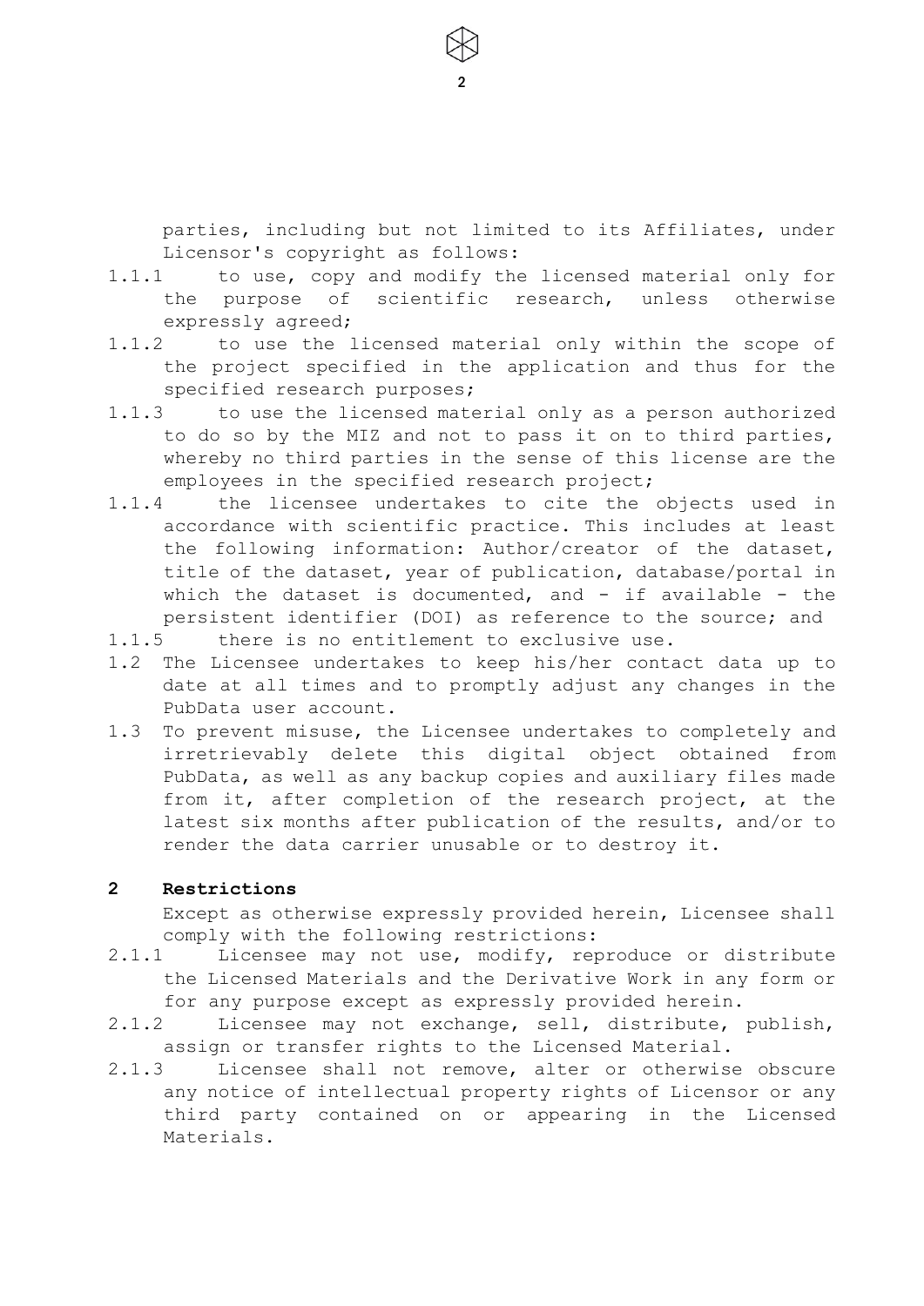parties, including but not limited to its Affiliates, under Licensor's copyright as follows:

1.1.1 to use, copy and modify the licensed material only for the purpose of scientific research, unless otherwise expressly agreed;

1.1.2 to use the licensed material only within the scope of the project specified in the application and thus for the specified research purposes;

1.1.3 to use the licensed material only as a person authorized to do so by the MIZ and not to pass it on to third parties, whereby no third parties in the sense of this license are the employees in the specified research project;

1.1.4 the licensee undertakes to cite the objects used in accordance with scientific practice. This includes at least the following information: Author/creator of the dataset, title of the dataset, year of publication, database/portal in which the dataset is documented, and - if available - the persistent identifier (DOI) as reference to the source; and

1.1.5 there is no entitlement to exclusive use.

1.2 The Licensee undertakes to keep his/her contact data up to date at all times and to promptly adjust any changes in the PubData user account.

1.3 To prevent misuse, the Licensee undertakes to completely and irretrievably delete this digital object obtained from PubData, as well as any backup copies and auxiliary files made from it, after completion of the research project, at the latest six months after publication of the results, and/or to render the data carrier unusable or to destroy it.

## 2 Restrictions

Except as otherwise expressly provided herein, Licensee shall comply with the following restrictions:

2.1.1 Licensee may not use, modify, reproduce or distribute the Licensed Materials and the Derivative Work in any form or for any purpose except as expressly provided herein.

2.1.2 Licensee may not exchange, sell, distribute, publish, assign or transfer rights to the Licensed Material.

2.1.3 Licensee shall not remove, alter or otherwise obscure any notice of intellectual property rights of Licensor or any third party contained on or appearing in the Licensed Materials.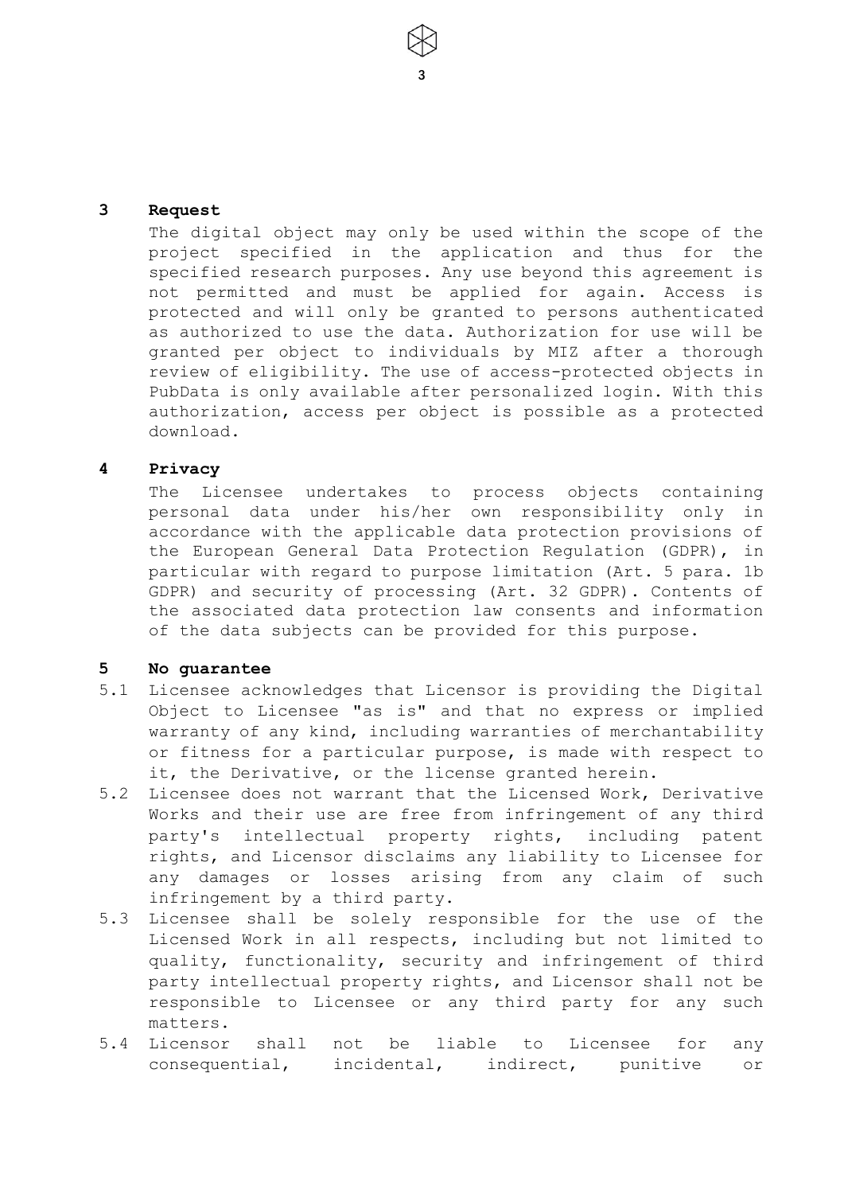## 3 Request

The digital object may only be used within the scope of the project specified in the application and thus for the specified research purposes. Any use beyond this agreement is not permitted and must be applied for again. Access is protected and will only be granted to persons authenticated as authorized to use the data. Authorization for use will be granted per object to individuals by MIZ after a thorough review of eligibility. The use of access-protected objects in PubData is only available after personalized login. With this authorization, access per object is possible as a protected download.

## 4 Privacy

The Licensee undertakes to process objects containing personal data under his/her own responsibility only in accordance with the applicable data protection provisions of the European General Data Protection Regulation (GDPR), in particular with regard to purpose limitation (Art. 5 para. 1b GDPR) and security of processing (Art. 32 GDPR). Contents of the associated data protection law consents and information of the data subjects can be provided for this purpose.

## 5 No guarantee

5.1 Licensee acknowledges that Licensor is providing the Digital Object to Licensee "as is" and that no express or implied warranty of any kind, including warranties of merchantability or fitness for a particular purpose, is made with respect to it, the Derivative, or the license granted herein.

5.2 Licensee does not warrant that the Licensed Work, Derivative Works and their use are free from infringement of any third party's intellectual property rights, including patent rights, and Licensor disclaims any liability to Licensee for any damages or losses arising from any claim of such infringement by a third party.

5.3 Licensee shall be solely responsible for the use of the Licensed Work in all respects, including but not limited to quality, functionality, security and infringement of third party intellectual property rights, and Licensor shall not be responsible to Licensee or any third party for any such matters.

5.4 Licensor shall not be liable to Licensee for any consequential, incidental, indirect, punitive or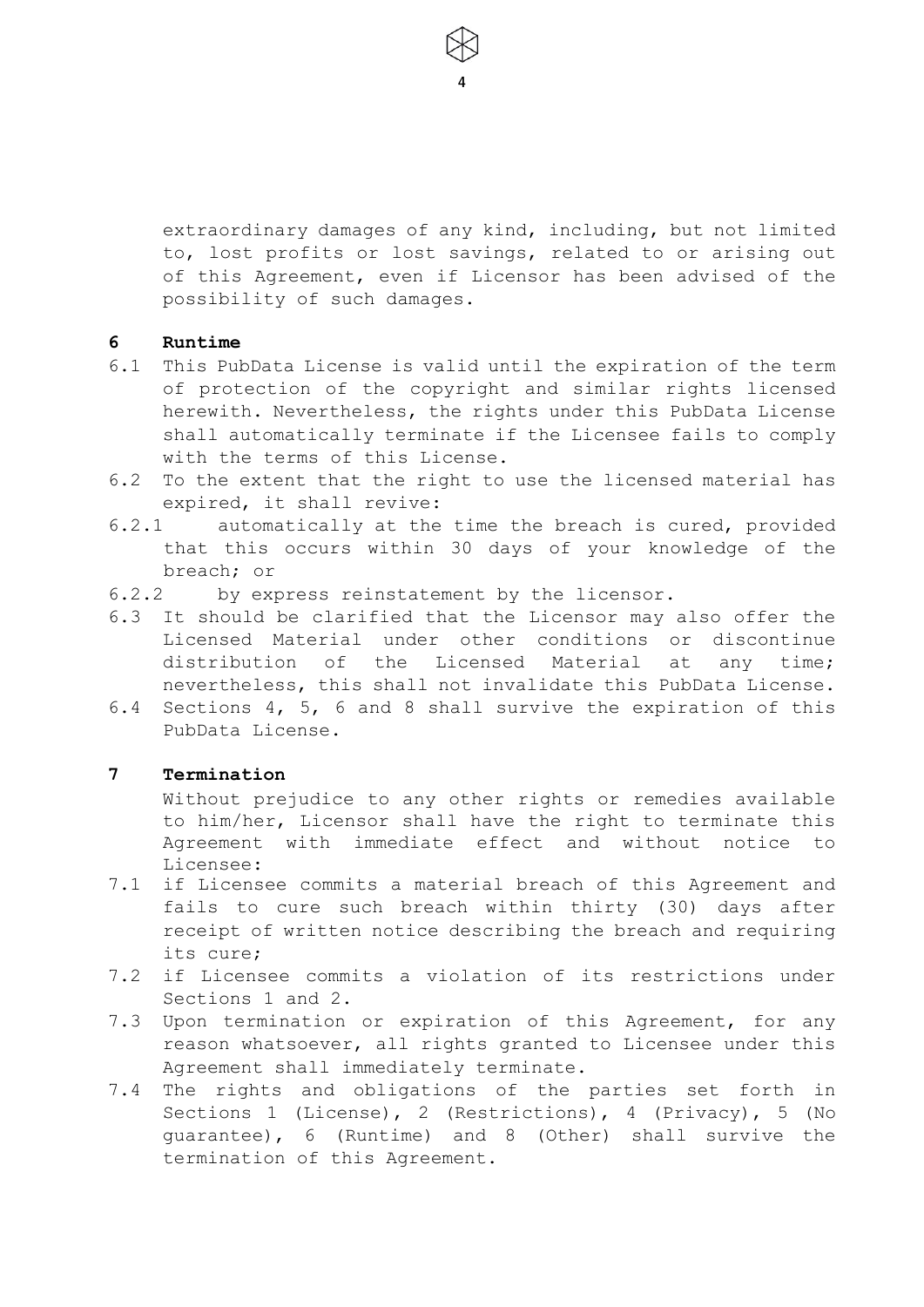extraordinary damages of any kind, including, but not limited to, lost profits or lost savings, related to or arising out of this Agreement, even if Licensor has been advised of the possibility of such damages.

## 6 Runtime

6.1 This PubData License is valid until the expiration of the term of protection of the copyright and similar rights licensed herewith. Nevertheless, the rights under this PubData License shall automatically terminate if the Licensee fails to comply with the terms of this License.

6.2 To the extent that the right to use the licensed material has expired, it shall revive:

6.2.1 automatically at the time the breach is cured, provided that this occurs within 30 days of your knowledge of the breach; or

6.2.2 by express reinstatement by the licensor.

6.3 It should be clarified that the Licensor may also offer the Licensed Material under other conditions or discontinue distribution of the Licensed Material at any time; nevertheless, this shall not invalidate this PubData License.

6.4 Sections 4, 5, 6 and 8 shall survive the expiration of this PubData License.

## 7 Termination

Without prejudice to any other rights or remedies available to him/her, Licensor shall have the right to terminate this Agreement with immediate effect and without notice to Licensee:

7.1 if Licensee commits a material breach of this Agreement and fails to cure such breach within thirty (30) days after receipt of written notice describing the breach and requiring its cure;

7.2 if Licensee commits a violation of its restrictions under Sections 1 and 2.

7.3 Upon termination or expiration of this Agreement, for any reason whatsoever, all rights granted to Licensee under this Agreement shall immediately terminate.

7.4 The rights and obligations of the parties set forth in Sections 1 (License), 2 (Restrictions), 4 (Privacy), 5 (No guarantee), 6 (Runtime) and 8 (Other) shall survive the termination of this Agreement.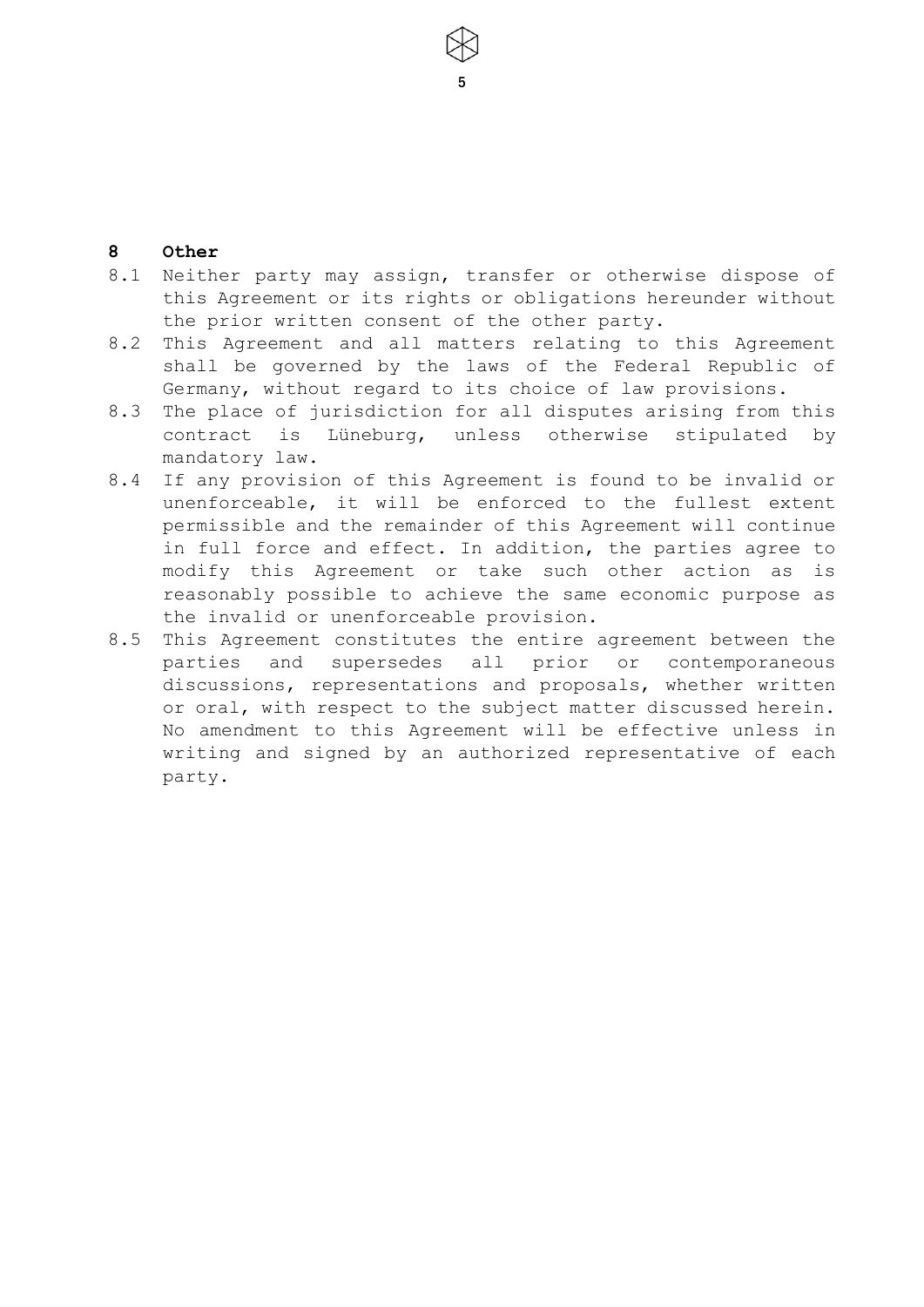## 8 Other

8.1 Neither party may assign, transfer or otherwise dispose of this Agreement or its rights or obligations hereunder without the prior written consent of the other party.

8.2 This Agreement and all matters relating to this Agreement shall be governed by the laws of the Federal Republic of Germany, without regard to its choice of law provisions.

8.3 The place of jurisdiction for all disputes arising from this contract is Lüneburg, unless otherwise stipulated by mandatory law.

8.4 If any provision of this Agreement is found to be invalid or unenforceable, it will be enforced to the fullest extent permissible and the remainder of this Agreement will continue in full force and effect. In addition, the parties agree to modify this Agreement or take such other action as is reasonably possible to achieve the same economic purpose as the invalid or unenforceable provision.

8.5 This Agreement constitutes the entire agreement between the parties and supersedes all prior or contemporaneous discussions, representations and proposals, whether written or oral, with respect to the subject matter discussed herein. No amendment to this Agreement will be effective unless in writing and signed by an authorized representative of each party.